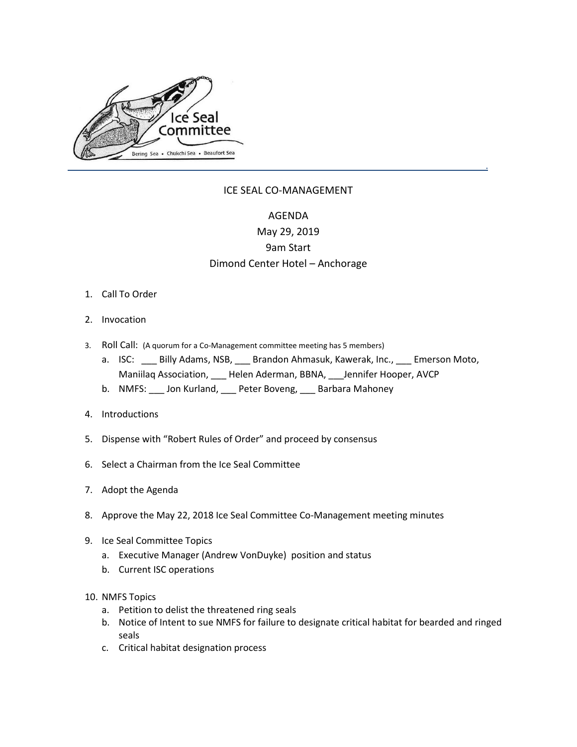Ice Seal Committee

Bering Sea • Chukchi Sea • Beaufort Sea

ICE SEAL CO-MANAGEMENT

AGENDA
May 29, 2019
9am Start
Dimond Center Hotel – Anchorage

1. Call To Order
2. Invocation
3. Roll Call: (A quorum for a Co-Management committee meeting has 5 members)
   a. ISC: ___ Billy Adams, NSB, ___ Brandon Ahmasuk, Kawerak, Inc., ___ Emerson Moto, Maniilaq Association, ___ Helen Aderman, BBNA, ___Jennifer Hooper, AVCP
   b. NMFS: ___ Jon Kurland, ___ Peter Boveng, ___ Barbara Mahoney
4. Introductions
5. Dispense with "Robert Rules of Order" and proceed by consensus
6. Select a Chairman from the Ice Seal Committee
7. Adopt the Agenda
8. Approve the May 22, 2018 Ice Seal Committee Co-Management meeting minutes
9. Ice Seal Committee Topics
   a. Executive Manager (Andrew VonDuyke) position and status
   b. Current ISC operations
10. NMFS Topics
    a. Petition to delist the threatened ring seals
    b. Notice of Intent to sue NMFS for failure to designate critical habitat for bearded and ringed seals
    c. Critical habitat designation process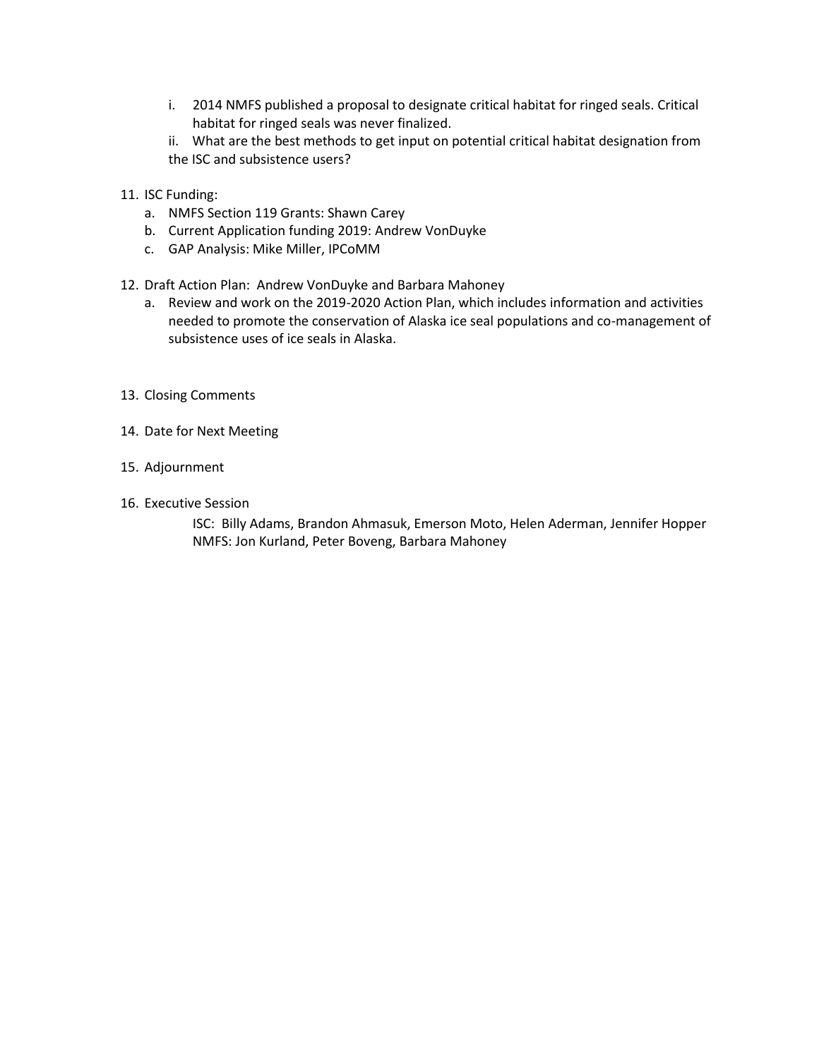i. 2014 NMFS published a proposal to designate critical habitat for ringed seals. Critical habitat for ringed seals was never finalized.

   ii. What are the best methods to get input on potential critical habitat designation from the ISC and subsistence users?

11. ISC Funding:
    a. NMFS Section 119 Grants: Shawn Carey
    b. Current Application funding 2019: Andrew VonDuyke
    c. GAP Analysis: Mike Miller, IPCoMM

12. Draft Action Plan: Andrew VonDuyke and Barbara Mahoney
    a. Review and work on the 2019-2020 Action Plan, which includes information and activities needed to promote the conservation of Alaska ice seal populations and co-management of subsistence uses of ice seals in Alaska.

13. Closing Comments

14. Date for Next Meeting

15. Adjournment

16. Executive Session

    ISC: Billy Adams, Brandon Ahmasuk, Emerson Moto, Helen Aderman, Jennifer Hopper
    NMFS: Jon Kurland, Peter Boveng, Barbara Mahoney